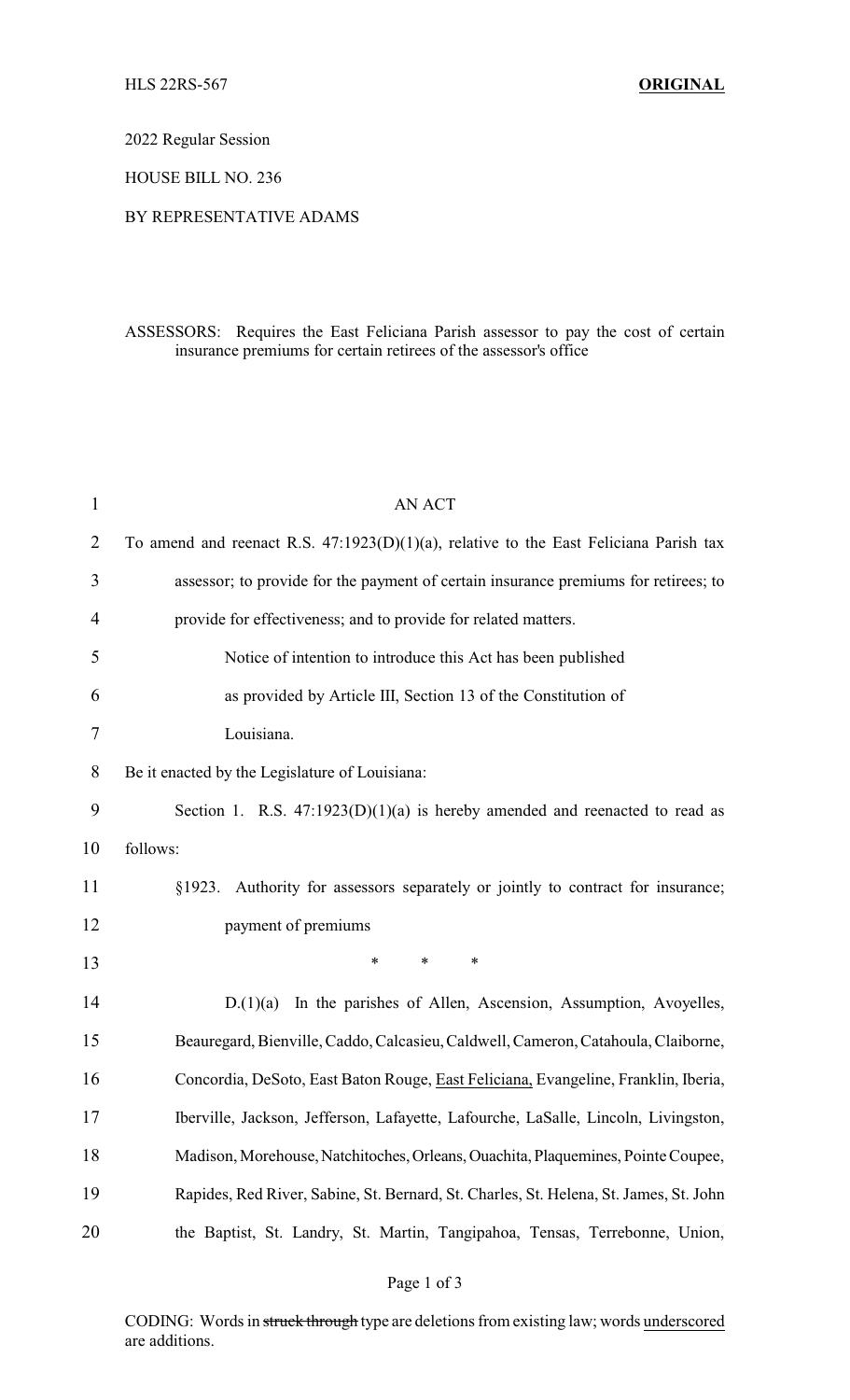2022 Regular Session

HOUSE BILL NO. 236

BY REPRESENTATIVE ADAMS

ASSESSORS: Requires the East Feliciana Parish assessor to pay the cost of certain insurance premiums for certain retirees of the assessor's office

AN ACT

To amend and reenact R.S. 47:1923(D)(1)(a), relative to the East Feliciana Parish tax assessor; to provide for the payment of certain insurance premiums for retirees; to provide for effectiveness; and to provide for related matters.

Notice of intention to introduce this Act has been published as provided by Article III, Section 13 of the Constitution of Louisiana.

Be it enacted by the Legislature of Louisiana:

Section 1. R.S. 47:1923(D)(1)(a) is hereby amended and reenacted to read as follows:

§1923. Authority for assessors separately or jointly to contract for insurance; payment of premiums

\* \* \*

D.(1)(a) In the parishes of Allen, Ascension, Assumption, Avoyelles, Beauregard, Bienville, Caddo, Calcasieu, Caldwell, Cameron, Catahoula, Claiborne, Concordia, DeSoto, East Baton Rouge, <u>East Feliciana,</u> Evangeline, Franklin, Iberia, Iberville, Jackson, Jefferson, Lafayette, Lafourche, LaSalle, Lincoln, Livingston, Madison, Morehouse, Natchitoches, Orleans, Ouachita, Plaquemines, Pointe Coupee, Rapides, Red River, Sabine, St. Bernard, St. Charles, St. Helena, St. James, St. John the Baptist, St. Landry, St. Martin, Tangipahoa, Tensas, Terrebonne, Union,

CODING: Words in ~~struck through~~ type are deletions from existing law; words <u>underscored</u> are additions.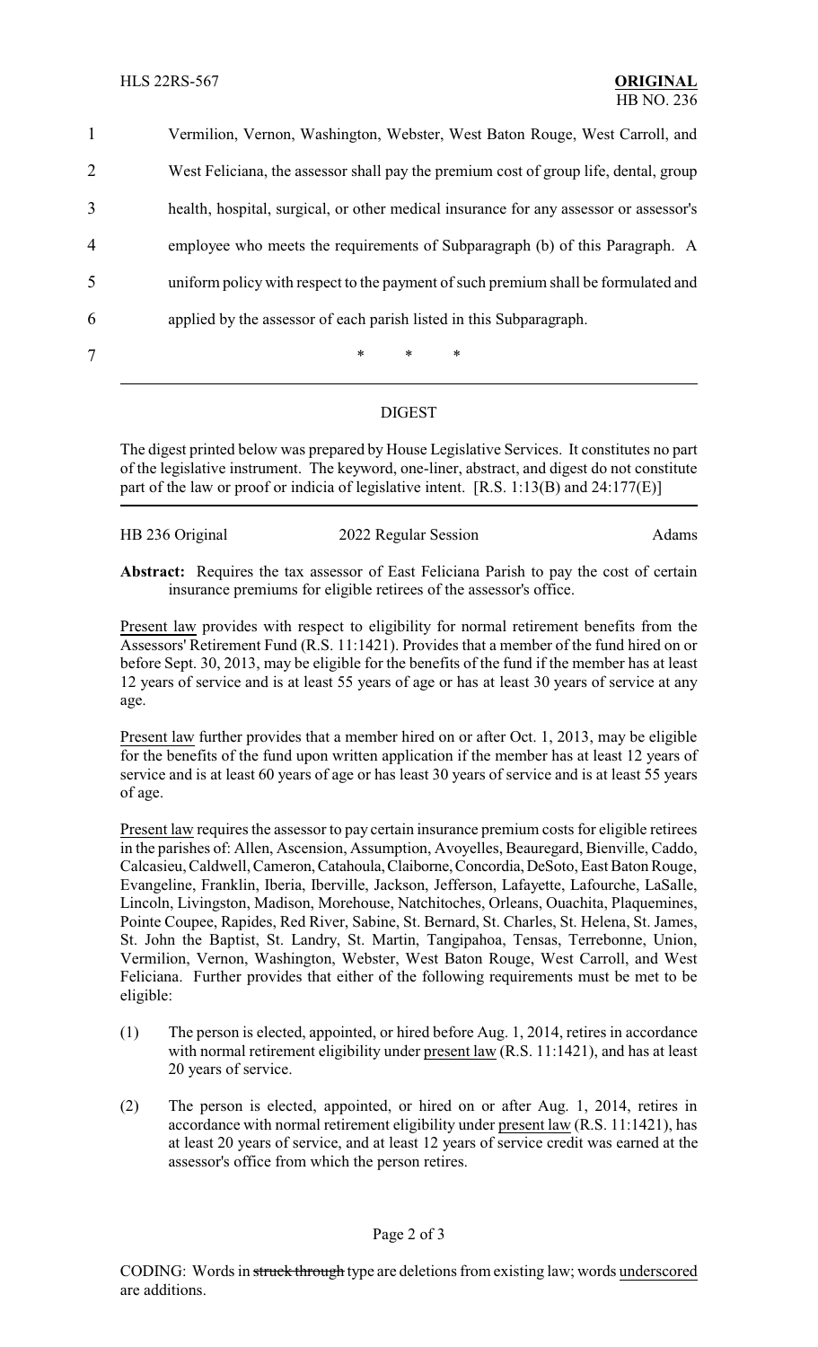Vermilion, Vernon, Washington, Webster, West Baton Rouge, West Carroll, and West Feliciana, the assessor shall pay the premium cost of group life, dental, group health, hospital, surgical, or other medical insurance for any assessor or assessor's employee who meets the requirements of Subparagraph (b) of this Paragraph. A uniform policy with respect to the payment of such premium shall be formulated and applied by the assessor of each parish listed in this Subparagraph.

\* \* \*

## DIGEST

The digest printed below was prepared by House Legislative Services. It constitutes no part of the legislative instrument. The keyword, one-liner, abstract, and digest do not constitute part of the law or proof or indicia of legislative intent. [R.S. 1:13(B) and 24:177(E)]

HB 236 Original — 2022 Regular Session — Adams

**Abstract:** Requires the tax assessor of East Feliciana Parish to pay the cost of certain insurance premiums for eligible retirees of the assessor's office.

Present law provides with respect to eligibility for normal retirement benefits from the Assessors' Retirement Fund (R.S. 11:1421). Provides that a member of the fund hired on or before Sept. 30, 2013, may be eligible for the benefits of the fund if the member has at least 12 years of service and is at least 55 years of age or has at least 30 years of service at any age.

Present law further provides that a member hired on or after Oct. 1, 2013, may be eligible for the benefits of the fund upon written application if the member has at least 12 years of service and is at least 60 years of age or has least 30 years of service and is at least 55 years of age.

Present law requires the assessor to pay certain insurance premium costs for eligible retirees in the parishes of: Allen, Ascension, Assumption, Avoyelles, Beauregard, Bienville, Caddo, Calcasieu, Caldwell, Cameron, Catahoula, Claiborne, Concordia, DeSoto, East Baton Rouge, Evangeline, Franklin, Iberia, Iberville, Jackson, Jefferson, Lafayette, Lafourche, LaSalle, Lincoln, Livingston, Madison, Morehouse, Natchitoches, Orleans, Ouachita, Plaquemines, Pointe Coupee, Rapides, Red River, Sabine, St. Bernard, St. Charles, St. Helena, St. James, St. John the Baptist, St. Landry, St. Martin, Tangipahoa, Tensas, Terrebonne, Union, Vermilion, Vernon, Washington, Webster, West Baton Rouge, West Carroll, and West Feliciana. Further provides that either of the following requirements must be met to be eligible:

(1) The person is elected, appointed, or hired before Aug. 1, 2014, retires in accordance with normal retirement eligibility under present law (R.S. 11:1421), and has at least 20 years of service.

(2) The person is elected, appointed, or hired on or after Aug. 1, 2014, retires in accordance with normal retirement eligibility under present law (R.S. 11:1421), has at least 20 years of service, and at least 12 years of service credit was earned at the assessor's office from which the person retires.

CODING: Words in ~~struck through~~ type are deletions from existing law; words underscored are additions.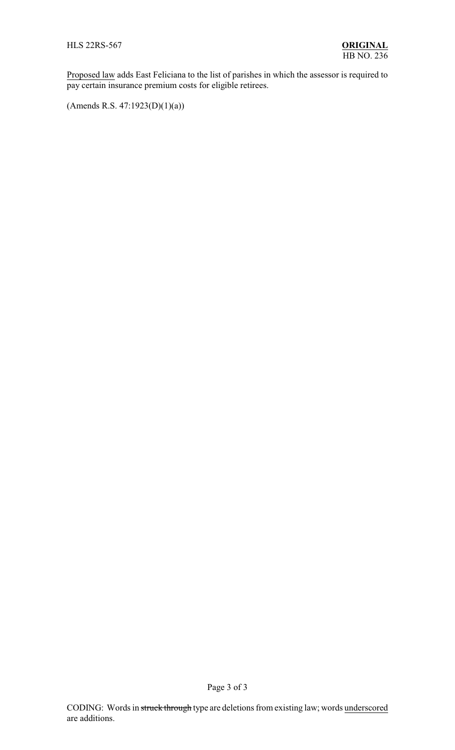Proposed law adds East Feliciana to the list of parishes in which the assessor is required to pay certain insurance premium costs for eligible retirees.

(Amends R.S. 47:1923(D)(1)(a))

CODING: Words in ~~struck through~~ type are deletions from existing law; words underscored are additions.